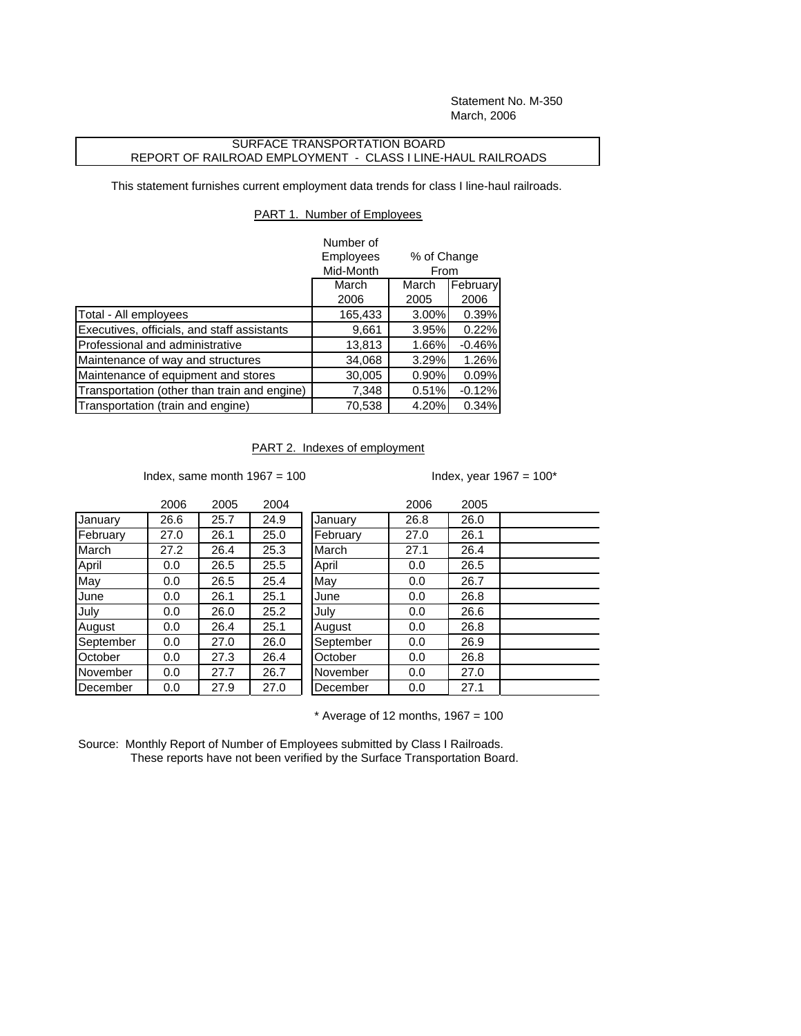Statement No. M-350
March, 2006

# SURFACE TRANSPORTATION BOARD
## REPORT OF RAILROAD EMPLOYMENT - CLASS I LINE-HAUL RAILROADS

This statement furnishes current employment data trends for class I line-haul railroads.

### PART 1. Number of Employees

| | Number of Employees Mid-Month | % of Change From | |
|---|---|---|---|
| | March 2006 | March 2005 | February 2006 |
| Total - All employees | 165,433 | 3.00% | 0.39% |
| Executives, officials, and staff assistants | 9,661 | 3.95% | 0.22% |
| Professional and administrative | 13,813 | 1.66% | -0.46% |
| Maintenance of way and structures | 34,068 | 3.29% | 1.26% |
| Maintenance of equipment and stores | 30,005 | 0.90% | 0.09% |
| Transportation (other than train and engine) | 7,348 | 0.51% | -0.12% |
| Transportation (train and engine) | 70,538 | 4.20% | 0.34% |

### PART 2. Indexes of employment

Index, same month 1967 = 100

| | 2006 | 2005 | 2004 |
|---|---|---|---|
| January | 26.6 | 25.7 | 24.9 |
| February | 27.0 | 26.1 | 25.0 |
| March | 27.2 | 26.4 | 25.3 |
| April | 0.0 | 26.5 | 25.5 |
| May | 0.0 | 26.5 | 25.4 |
| June | 0.0 | 26.1 | 25.1 |
| July | 0.0 | 26.0 | 25.2 |
| August | 0.0 | 26.4 | 25.1 |
| September | 0.0 | 27.0 | 26.0 |
| October | 0.0 | 27.3 | 26.4 |
| November | 0.0 | 27.7 | 26.7 |
| December | 0.0 | 27.9 | 27.0 |

Index, year 1967 = 100*

| | 2006 | 2005 |
|---|---|---|
| January | 26.8 | 26.0 |
| February | 27.0 | 26.1 |
| March | 27.1 | 26.4 |
| April | 0.0 | 26.5 |
| May | 0.0 | 26.7 |
| June | 0.0 | 26.8 |
| July | 0.0 | 26.6 |
| August | 0.0 | 26.8 |
| September | 0.0 | 26.9 |
| October | 0.0 | 26.8 |
| November | 0.0 | 27.0 |
| December | 0.0 | 27.1 |

* Average of 12 months, 1967 = 100

Source: Monthly Report of Number of Employees submitted by Class I Railroads.
These reports have not been verified by the Surface Transportation Board.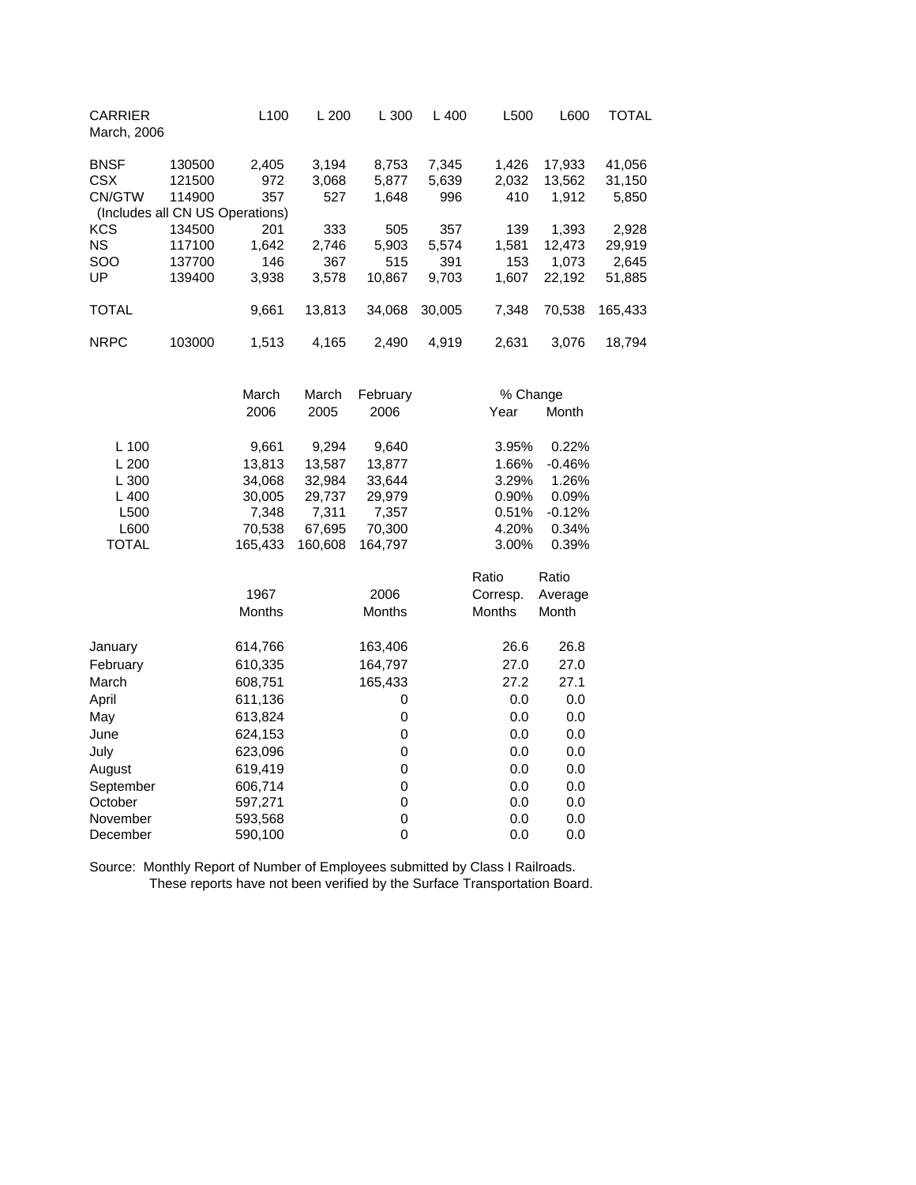| CARRIER<br>March, 2006 | | L100 | L 200 | L 300 | L 400 | L500 | L600 | TOTAL |
| --- | --- | --- | --- | --- | --- | --- | --- | --- |
| BNSF | 130500 | 2,405 | 3,194 | 8,753 | 7,345 | 1,426 | 17,933 | 41,056 |
| CSX | 121500 | 972 | 3,068 | 5,877 | 5,639 | 2,032 | 13,562 | 31,150 |
| CN/GTW | 114900 | 357 | 527 | 1,648 | 996 | 410 | 1,912 | 5,850 |
| (Includes all CN US Operations) | | | | | | | | |
| KCS | 134500 | 201 | 333 | 505 | 357 | 139 | 1,393 | 2,928 |
| NS | 117100 | 1,642 | 2,746 | 5,903 | 5,574 | 1,581 | 12,473 | 29,919 |
| SOO | 137700 | 146 | 367 | 515 | 391 | 153 | 1,073 | 2,645 |
| UP | 139400 | 3,938 | 3,578 | 10,867 | 9,703 | 1,607 | 22,192 | 51,885 |
| TOTAL | | 9,661 | 13,813 | 34,068 | 30,005 | 7,348 | 70,538 | 165,433 |
| NRPC | 103000 | 1,513 | 4,165 | 2,490 | 4,919 | 2,631 | 3,076 | 18,794 |

| | March 2006 | March 2005 | February 2006 | % Change Year | % Change Month |
| --- | --- | --- | --- | --- | --- |
| L 100 | 9,661 | 9,294 | 9,640 | 3.95% | 0.22% |
| L 200 | 13,813 | 13,587 | 13,877 | 1.66% | -0.46% |
| L 300 | 34,068 | 32,984 | 33,644 | 3.29% | 1.26% |
| L 400 | 30,005 | 29,737 | 29,979 | 0.90% | 0.09% |
| L500 | 7,348 | 7,311 | 7,357 | 0.51% | -0.12% |
| L600 | 70,538 | 67,695 | 70,300 | 4.20% | 0.34% |
| TOTAL | 165,433 | 160,608 | 164,797 | 3.00% | 0.39% |

| | 1967 Months | 2006 Months | Ratio Corresp. Months | Ratio Average Month |
| --- | --- | --- | --- | --- |
| January | 614,766 | 163,406 | 26.6 | 26.8 |
| February | 610,335 | 164,797 | 27.0 | 27.0 |
| March | 608,751 | 165,433 | 27.2 | 27.1 |
| April | 611,136 | 0 | 0.0 | 0.0 |
| May | 613,824 | 0 | 0.0 | 0.0 |
| June | 624,153 | 0 | 0.0 | 0.0 |
| July | 623,096 | 0 | 0.0 | 0.0 |
| August | 619,419 | 0 | 0.0 | 0.0 |
| September | 606,714 | 0 | 0.0 | 0.0 |
| October | 597,271 | 0 | 0.0 | 0.0 |
| November | 593,568 | 0 | 0.0 | 0.0 |
| December | 590,100 | 0 | 0.0 | 0.0 |

Source: Monthly Report of Number of Employees submitted by Class I Railroads.
These reports have not been verified by the Surface Transportation Board.